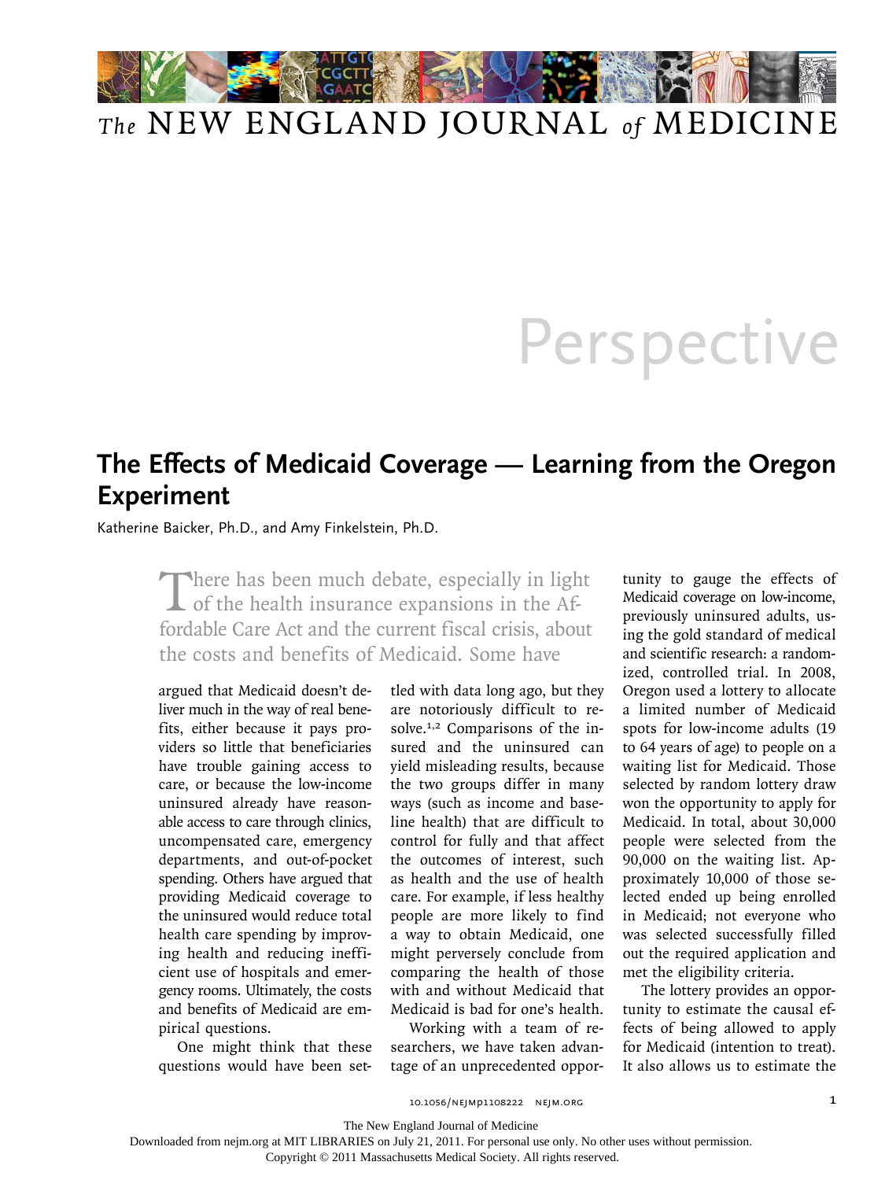# Perspective

## The Effects of Medicaid Coverage — Learning from the Oregon Experiment

Katherine Baicker, Ph.D., and Amy Finkelstein, Ph.D.

There has been much debate, especially in light of the health insurance expansions in the Affordable Care Act and the current fiscal crisis, about the costs and benefits of Medicaid. Some have argued that Medicaid doesn't deliver much in the way of real benefits, either because it pays providers so little that beneficiaries have trouble gaining access to care, or because the low-income uninsured already have reasonable access to care through clinics, uncompensated care, emergency departments, and out-of-pocket spending. Others have argued that providing Medicaid coverage to the uninsured would reduce total health care spending by improving health and reducing inefficient use of hospitals and emergency rooms. Ultimately, the costs and benefits of Medicaid are empirical questions.

One might think that these questions would have been settled with data long ago, but they are notoriously difficult to resolve.[1,2] Comparisons of the insured and the uninsured can yield misleading results, because the two groups differ in many ways (such as income and baseline health) that are difficult to control for fully and that affect the outcomes of interest, such as health and the use of health care. For example, if less healthy people are more likely to find a way to obtain Medicaid, one might perversely conclude from comparing the health of those with and without Medicaid that Medicaid is bad for one's health.

Working with a team of researchers, we have taken advantage of an unprecedented opportunity to gauge the effects of Medicaid coverage on low-income, previously uninsured adults, using the gold standard of medical and scientific research: a randomized, controlled trial. In 2008, Oregon used a lottery to allocate a limited number of Medicaid spots for low-income adults (19 to 64 years of age) to people on a waiting list for Medicaid. Those selected by random lottery draw won the opportunity to apply for Medicaid. In total, about 30,000 people were selected from the 90,000 on the waiting list. Approximately 10,000 of those selected ended up being enrolled in Medicaid; not everyone who was selected successfully filled out the required application and met the eligibility criteria.

The lottery provides an opportunity to estimate the causal effects of being allowed to apply for Medicaid (intention to treat). It also allows us to estimate the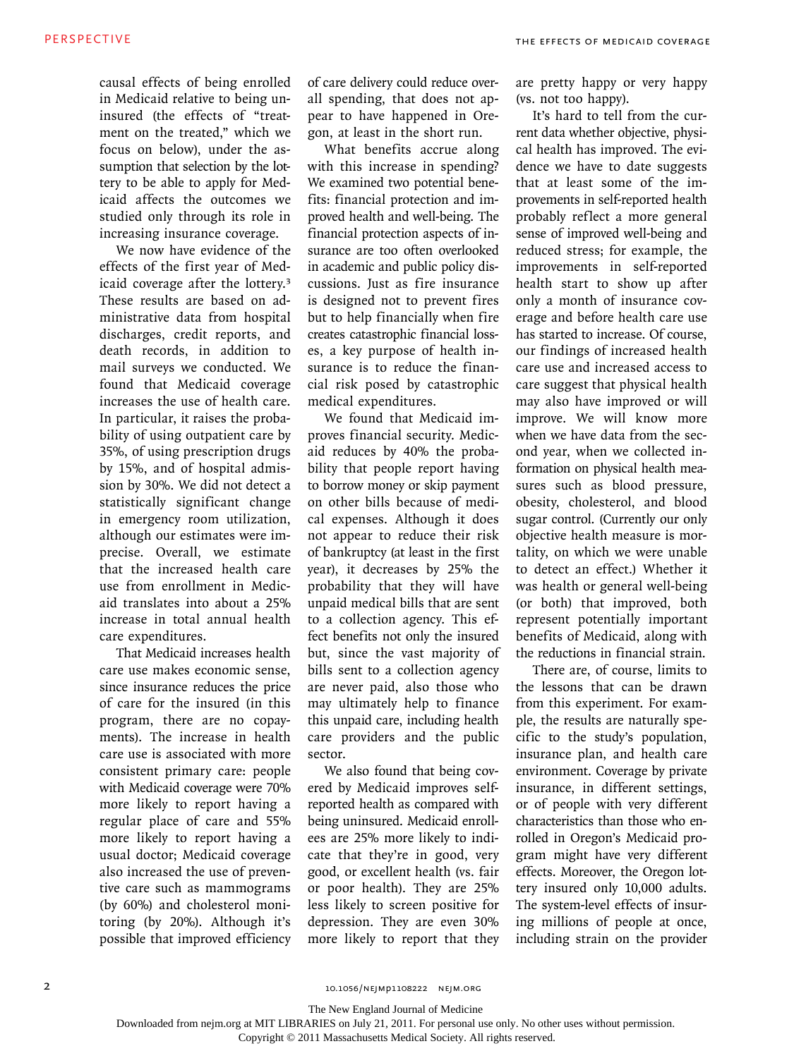causal effects of being enrolled in Medicaid relative to being uninsured (the effects of "treatment on the treated," which we focus on below), under the assumption that selection by the lottery to be able to apply for Medicaid affects the outcomes we studied only through its role in increasing insurance coverage.

We now have evidence of the effects of the first year of Medicaid coverage after the lottery.[3] These results are based on administrative data from hospital discharges, credit reports, and death records, in addition to mail surveys we conducted. We found that Medicaid coverage increases the use of health care. In particular, it raises the probability of using outpatient care by 35%, of using prescription drugs by 15%, and of hospital admission by 30%. We did not detect a statistically significant change in emergency room utilization, although our estimates were imprecise. Overall, we estimate that the increased health care use from enrollment in Medicaid translates into about a 25% increase in total annual health care expenditures.

That Medicaid increases health care use makes economic sense, since insurance reduces the price of care for the insured (in this program, there are no copayments). The increase in health care use is associated with more consistent primary care: people with Medicaid coverage were 70% more likely to report having a regular place of care and 55% more likely to report having a usual doctor; Medicaid coverage also increased the use of preventive care such as mammograms (by 60%) and cholesterol monitoring (by 20%). Although it's possible that improved efficiency of care delivery could reduce overall spending, that does not appear to have happened in Oregon, at least in the short run.

What benefits accrue along with this increase in spending? We examined two potential benefits: financial protection and improved health and well-being. The financial protection aspects of insurance are too often overlooked in academic and public policy discussions. Just as fire insurance is designed not to prevent fires but to help financially when fire creates catastrophic financial losses, a key purpose of health insurance is to reduce the financial risk posed by catastrophic medical expenditures.

We found that Medicaid improves financial security. Medicaid reduces by 40% the probability that people report having to borrow money or skip payment on other bills because of medical expenses. Although it does not appear to reduce their risk of bankruptcy (at least in the first year), it decreases by 25% the probability that they will have unpaid medical bills that are sent to a collection agency. This effect benefits not only the insured but, since the vast majority of bills sent to a collection agency are never paid, also those who may ultimately help to finance this unpaid care, including health care providers and the public sector.

We also found that being covered by Medicaid improves self-reported health as compared with being uninsured. Medicaid enrollees are 25% more likely to indicate that they're in good, very good, or excellent health (vs. fair or poor health). They are 25% less likely to screen positive for depression. They are even 30% more likely to report that they are pretty happy or very happy (vs. not too happy).

It's hard to tell from the current data whether objective, physical health has improved. The evidence we have to date suggests that at least some of the improvements in self-reported health probably reflect a more general sense of improved well-being and reduced stress; for example, the improvements in self-reported health start to show up after only a month of insurance coverage and before health care use has started to increase. Of course, our findings of increased health care use and increased access to care suggest that physical health may also have improved or will improve. We will know more when we have data from the second year, when we collected information on physical health measures such as blood pressure, obesity, cholesterol, and blood sugar control. (Currently our only objective health measure is mortality, on which we were unable to detect an effect.) Whether it was health or general well-being (or both) that improved, both represent potentially important benefits of Medicaid, along with the reductions in financial strain.

There are, of course, limits to the lessons that can be drawn from this experiment. For example, the results are naturally specific to the study's population, insurance plan, and health care environment. Coverage by private insurance, in different settings, or of people with very different characteristics than those who enrolled in Oregon's Medicaid program might have very different effects. Moreover, the Oregon lottery insured only 10,000 adults. The system-level effects of insuring millions of people at once, including strain on the provider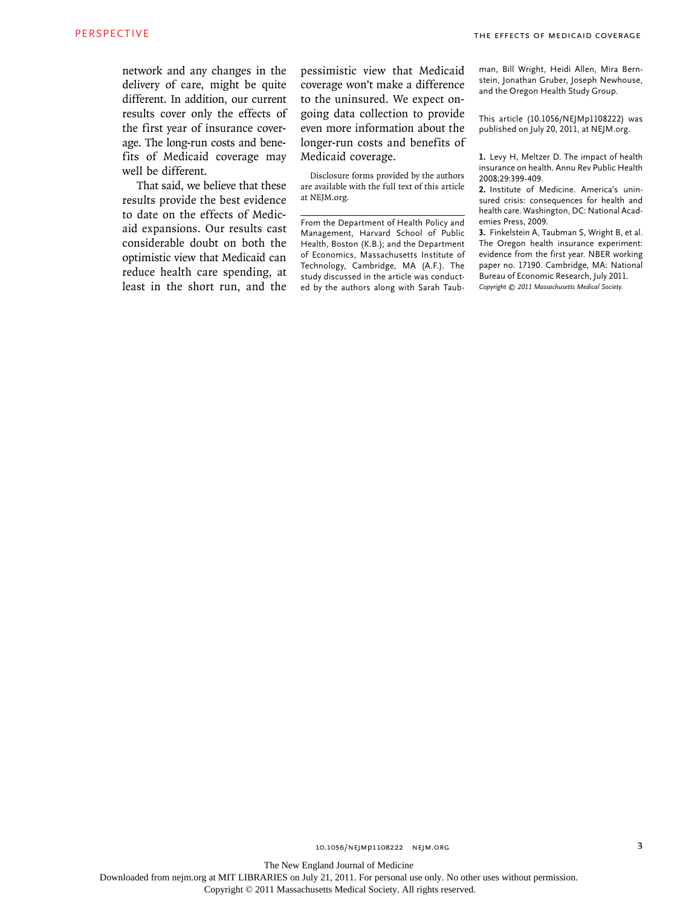network and any changes in the delivery of care, might be quite different. In addition, our current results cover only the effects of the first year of insurance coverage. The long-run costs and benefits of Medicaid coverage may well be different.

That said, we believe that these results provide the best evidence to date on the effects of Medicaid expansions. Our results cast considerable doubt on both the optimistic view that Medicaid can reduce health care spending, at least in the short run, and the pessimistic view that Medicaid coverage won't make a difference to the uninsured. We expect ongoing data collection to provide even more information about the longer-run costs and benefits of Medicaid coverage.

Disclosure forms provided by the authors are available with the full text of this article at NEJM.org.

From the Department of Health Policy and Management, Harvard School of Public Health, Boston (K.B.); and the Department of Economics, Massachusetts Institute of Technology, Cambridge, MA (A.F.). The study discussed in the article was conducted by the authors along with Sarah Taubman, Bill Wright, Heidi Allen, Mira Bernstein, Jonathan Gruber, Joseph Newhouse, and the Oregon Health Study Group.

This article (10.1056/NEJMp1108222) was published on July 20, 2011, at NEJM.org.

1. Levy H, Meltzer D. The impact of health insurance on health. Annu Rev Public Health 2008;29:399-409.
2. Institute of Medicine. America's uninsured crisis: consequences for health and health care. Washington, DC: National Academies Press, 2009.
3. Finkelstein A, Taubman S, Wright B, et al. The Oregon health insurance experiment: evidence from the first year. NBER working paper no. 17190. Cambridge, MA: National Bureau of Economic Research, July 2011.

*Copyright © 2011 Massachusetts Medical Society.*